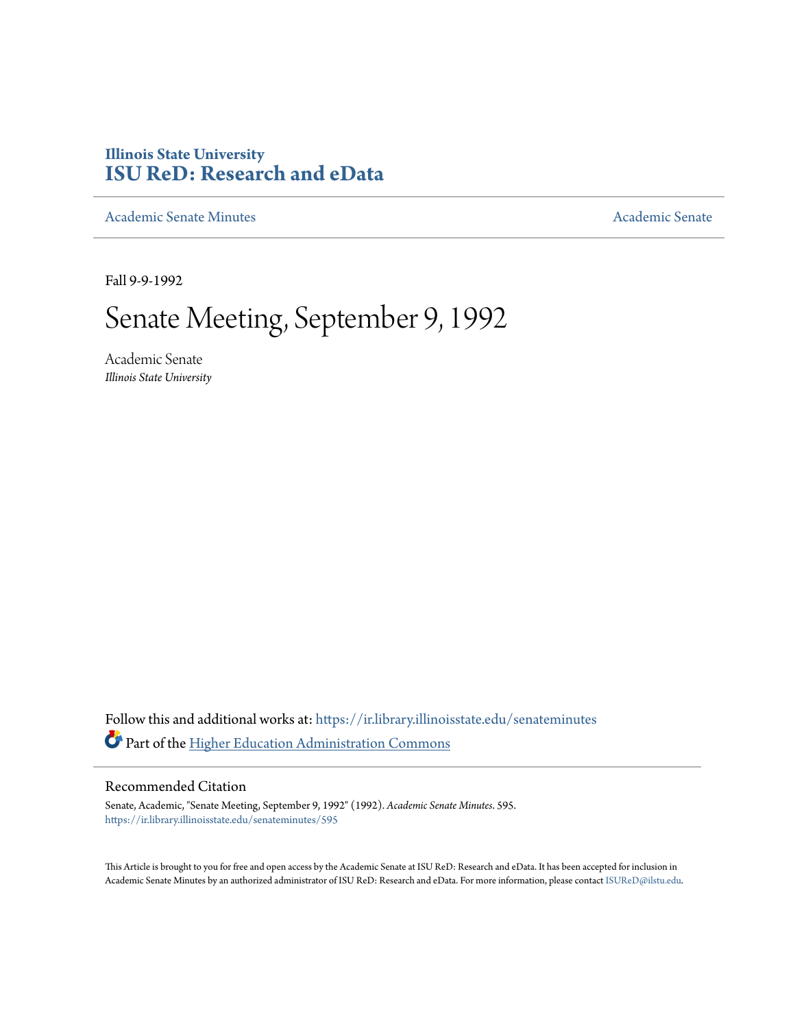Illinois State University
# ISU ReD: Research and eData

Academic Senate Minutes | Academic Senate

Fall 9-9-1992

# Senate Meeting, September 9, 1992

Academic Senate
*Illinois State University*

Follow this and additional works at: https://ir.library.illinoisstate.edu/senateminutes

Part of the Higher Education Administration Commons

## Recommended Citation

Senate, Academic, "Senate Meeting, September 9, 1992" (1992). *Academic Senate Minutes*. 595.
https://ir.library.illinoisstate.edu/senateminutes/595

This Article is brought to you for free and open access by the Academic Senate at ISU ReD: Research and eData. It has been accepted for inclusion in Academic Senate Minutes by an authorized administrator of ISU ReD: Research and eData. For more information, please contact ISUReD@ilstu.edu.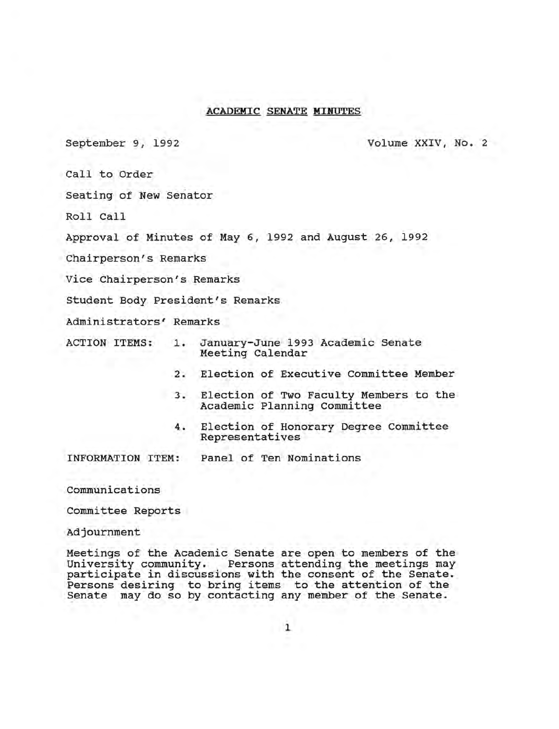# ACADEMIC SENATE MINUTES

September 9, 1992 — Volume XXIV, No. 2

Call to Order

Seating of New Senator

Roll Call

Approval of Minutes of May 6, 1992 and August 26, 1992

Chairperson's Remarks

Vice Chairperson's Remarks

Student Body President's Remarks

Administrators' Remarks

ACTION ITEMS:

1. January-June 1993 Academic Senate Meeting Calendar
2. Election of Executive Committee Member
3. Election of Two Faculty Members to the Academic Planning Committee
4. Election of Honorary Degree Committee Representatives

INFORMATION ITEM: Panel of Ten Nominations

Communications

Committee Reports

Adjournment

Meetings of the Academic Senate are open to members of the University community. Persons attending the meetings may participate in discussions with the consent of the Senate. Persons desiring to bring items to the attention of the Senate may do so by contacting any member of the Senate.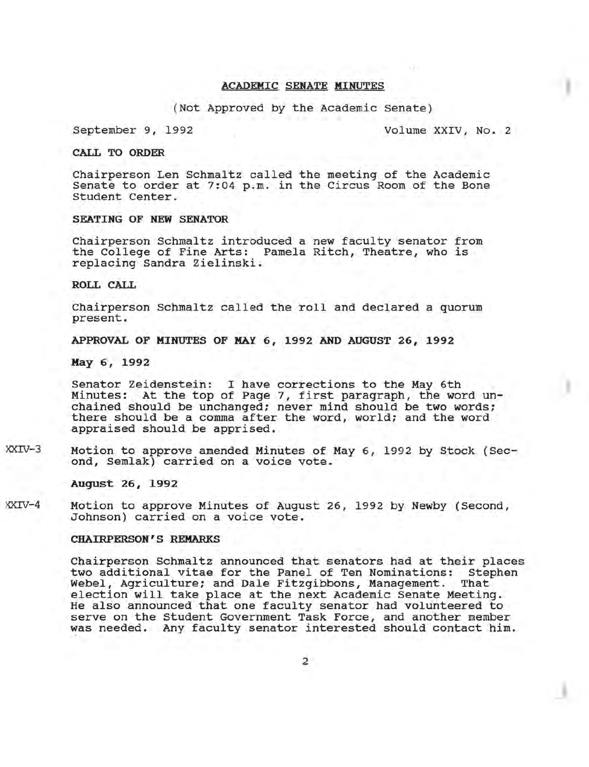# ACADEMIC SENATE MINUTES

(Not Approved by the Academic Senate)

September 9, 1992 Volume XXIV, No. 2

## CALL TO ORDER

Chairperson Len Schmaltz called the meeting of the Academic Senate to order at 7:04 p.m. in the Circus Room of the Bone Student Center.

## SEATING OF NEW SENATOR

Chairperson Schmaltz introduced a new faculty senator from the College of Fine Arts: Pamela Ritch, Theatre, who is replacing Sandra Zielinski.

## ROLL CALL

Chairperson Schmaltz called the roll and declared a quorum present.

## APPROVAL OF MINUTES OF MAY 6, 1992 AND AUGUST 26, 1992

### May 6, 1992

Senator Zeidenstein: I have corrections to the May 6th Minutes: At the top of Page 7, first paragraph, the word unchained should be unchanged; never mind should be two words; there should be a comma after the word, world; and the word appraised should be apprised.

XXIV-3 Motion to approve amended Minutes of May 6, 1992 by Stock (Second, Semlak) carried on a voice vote.

### August 26, 1992

XXIV-4 Motion to approve Minutes of August 26, 1992 by Newby (Second, Johnson) carried on a voice vote.

## CHAIRPERSON'S REMARKS

Chairperson Schmaltz announced that senators had at their places two additional vitae for the Panel of Ten Nominations: Stephen Webel, Agriculture; and Dale Fitzgibbons, Management. That election will take place at the next Academic Senate Meeting. He also announced that one faculty senator had volunteered to serve on the Student Government Task Force, and another member was needed. Any faculty senator interested should contact him.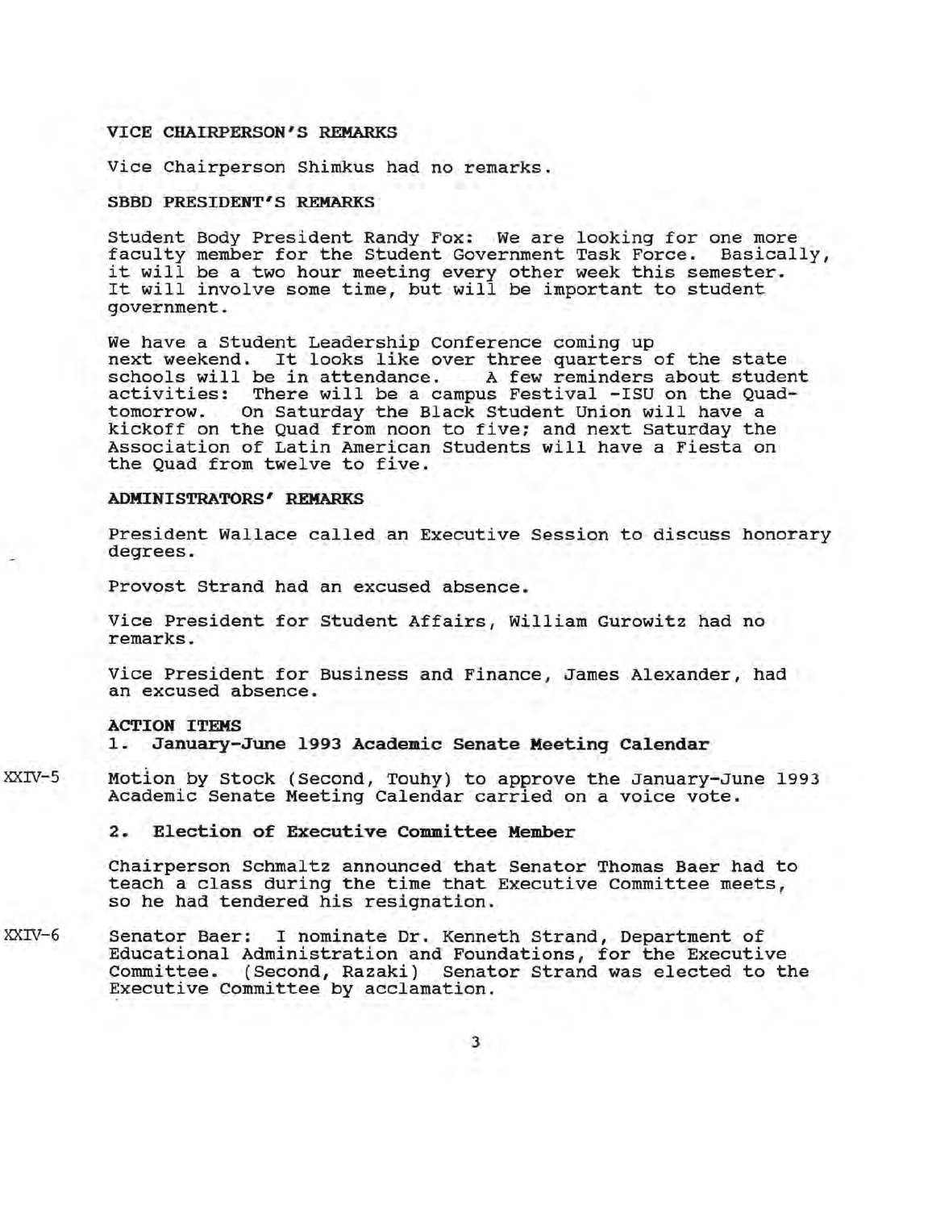**VICE CHAIRPERSON'S REMARKS**

Vice Chairperson Shimkus had no remarks.

**SBBD PRESIDENT'S REMARKS**

Student Body President Randy Fox: We are looking for one more faculty member for the Student Government Task Force. Basically, it will be a two hour meeting every other week this semester. It will involve some time, but will be important to student government.

We have a Student Leadership Conference coming up next weekend. It looks like over three quarters of the state schools will be in attendance. A few reminders about student activities: There will be a campus Festival -ISU on the Quad-tomorrow. On Saturday the Black Student Union will have a kickoff on the Quad from noon to five; and next Saturday the Association of Latin American Students will have a Fiesta on the Quad from twelve to five.

**ADMINISTRATORS' REMARKS**

President Wallace called an Executive Session to discuss honorary degrees.

Provost Strand had an excused absence.

Vice President for Student Affairs, William Gurowitz had no remarks.

Vice President for Business and Finance, James Alexander, had an excused absence.

**ACTION ITEMS**

**1. January-June 1993 Academic Senate Meeting Calendar**

XXIV-5 Motion by Stock (Second, Touhy) to approve the January-June 1993 Academic Senate Meeting Calendar carried on a voice vote.

**2. Election of Executive Committee Member**

Chairperson Schmaltz announced that Senator Thomas Baer had to teach a class during the time that Executive Committee meets, so he had tendered his resignation.

XXIV-6 Senator Baer: I nominate Dr. Kenneth Strand, Department of Educational Administration and Foundations, for the Executive Committee. (Second, Razaki) Senator Strand was elected to the Executive Committee by acclamation.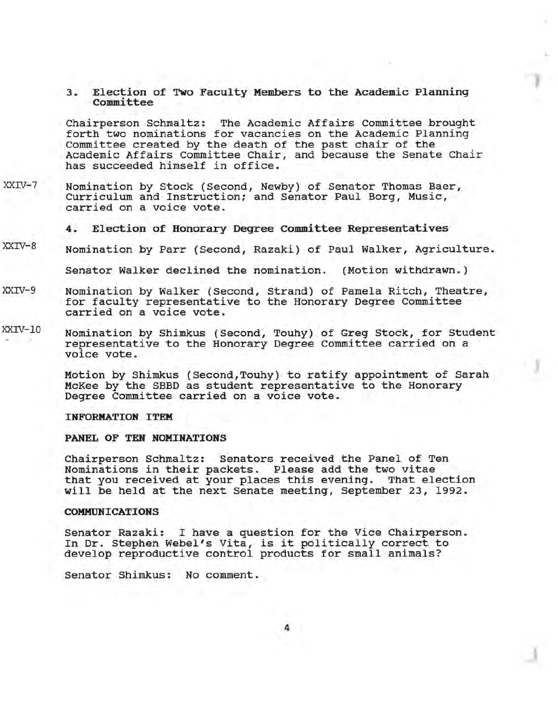### 3. Election of Two Faculty Members to the Academic Planning Committee

Chairperson Schmaltz: The Academic Affairs Committee brought forth two nominations for vacancies on the Academic Planning Committee created by the death of the past chair of the Academic Affairs Committee Chair, and because the Senate Chair has succeeded himself in office.

XXIV-7 Nomination by Stock (Second, Newby) of Senator Thomas Baer, Curriculum and Instruction; and Senator Paul Borg, Music, carried on a voice vote.

### 4. Election of Honorary Degree Committee Representatives

XXIV-8 Nomination by Parr (Second, Razaki) of Paul Walker, Agriculture.

Senator Walker declined the nomination. (Motion withdrawn.)

XXIV-9 Nomination by Walker (Second, Strand) of Pamela Ritch, Theatre, for faculty representative to the Honorary Degree Committee carried on a voice vote.

XXIV-10 Nomination by Shimkus (Second, Touhy) of Greg Stock, for Student representative to the Honorary Degree Committee carried on a voice vote.

Motion by Shimkus (Second,Touhy) to ratify appointment of Sarah McKee by the SBBD as student representative to the Honorary Degree Committee carried on a voice vote.

**INFORMATION ITEM**

**PANEL OF TEN NOMINATIONS**

Chairperson Schmaltz: Senators received the Panel of Ten Nominations in their packets. Please add the two vitae that you received at your places this evening. That election will be held at the next Senate meeting, September 23, 1992.

**COMMUNICATIONS**

Senator Razaki: I have a question for the Vice Chairperson. In Dr. Stephen Webel's Vita, is it politically correct to develop reproductive control products for small animals?

Senator Shimkus: No comment.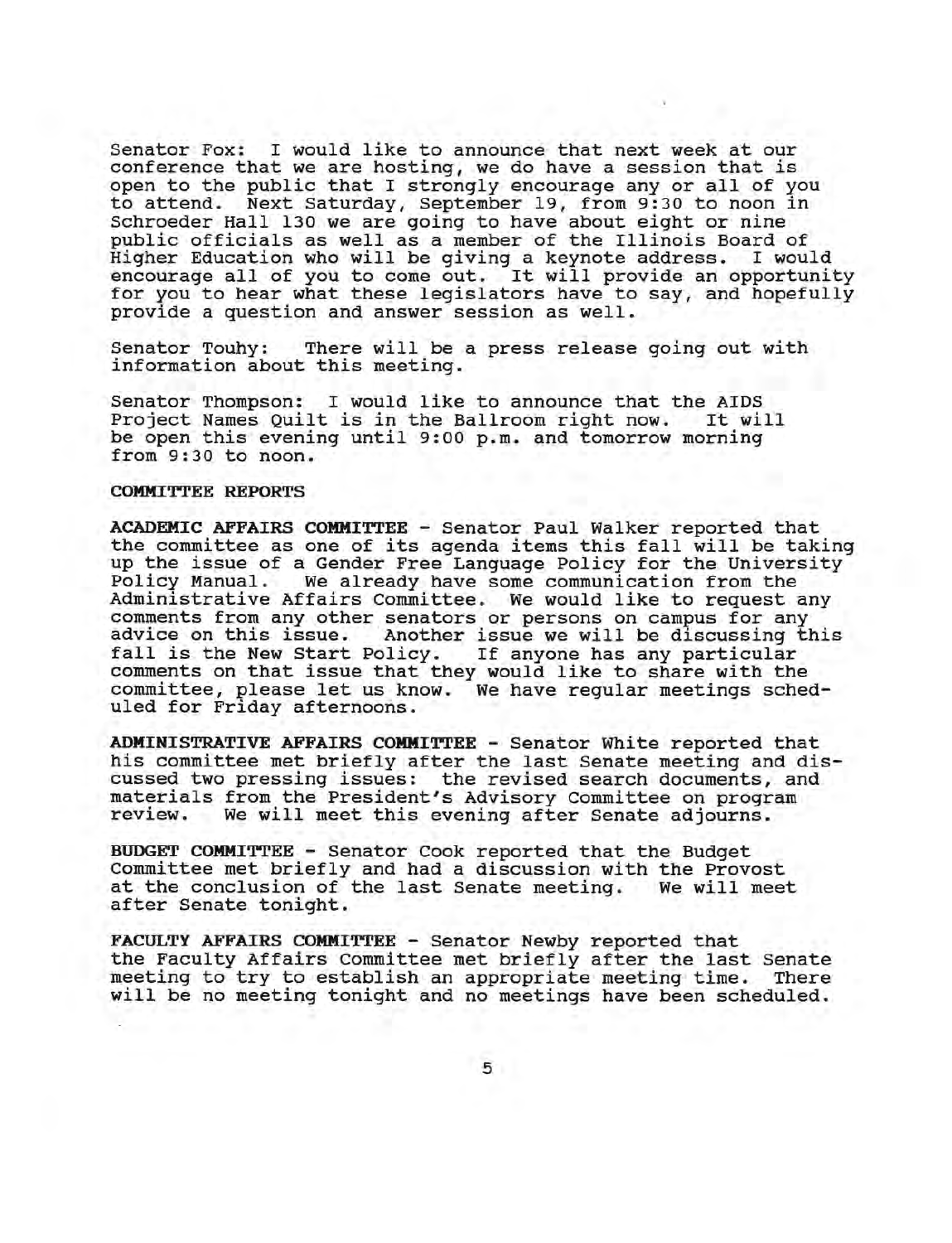Senator Fox: I would like to announce that next week at our conference that we are hosting, we do have a session that is open to the public that I strongly encourage any or all of you to attend. Next Saturday, September 19, from 9:30 to noon in Schroeder Hall 130 we are going to have about eight or nine public officials as well as a member of the Illinois Board of Higher Education who will be giving a keynote address. I would encourage all of you to come out. It will provide an opportunity for you to hear what these legislators have to say, and hopefully provide a question and answer session as well.

Senator Touhy: There will be a press release going out with information about this meeting.

Senator Thompson: I would like to announce that the AIDS Project Names Quilt is in the Ballroom right now. It will be open this evening until 9:00 p.m. and tomorrow morning from 9:30 to noon.

**COMMITTEE REPORTS**

**ACADEMIC AFFAIRS COMMITTEE** - Senator Paul Walker reported that the committee as one of its agenda items this fall will be taking up the issue of a Gender Free Language Policy for the University Policy Manual. We already have some communication from the Administrative Affairs Committee. We would like to request any comments from any other senators or persons on campus for any advice on this issue. Another issue we will be discussing this fall is the New Start Policy. If anyone has any particular comments on that issue that they would like to share with the committee, please let us know. We have regular meetings scheduled for Friday afternoons.

**ADMINISTRATIVE AFFAIRS COMMITTEE** - Senator White reported that his committee met briefly after the last Senate meeting and discussed two pressing issues: the revised search documents, and materials from the President's Advisory Committee on program review. We will meet this evening after Senate adjourns.

**BUDGET COMMITTEE** - Senator Cook reported that the Budget Committee met briefly and had a discussion with the Provost at the conclusion of the last Senate meeting. We will meet after Senate tonight.

**FACULTY AFFAIRS COMMITTEE** - Senator Newby reported that the Faculty Affairs Committee met briefly after the last Senate meeting to try to establish an appropriate meeting time. There will be no meeting tonight and no meetings have been scheduled.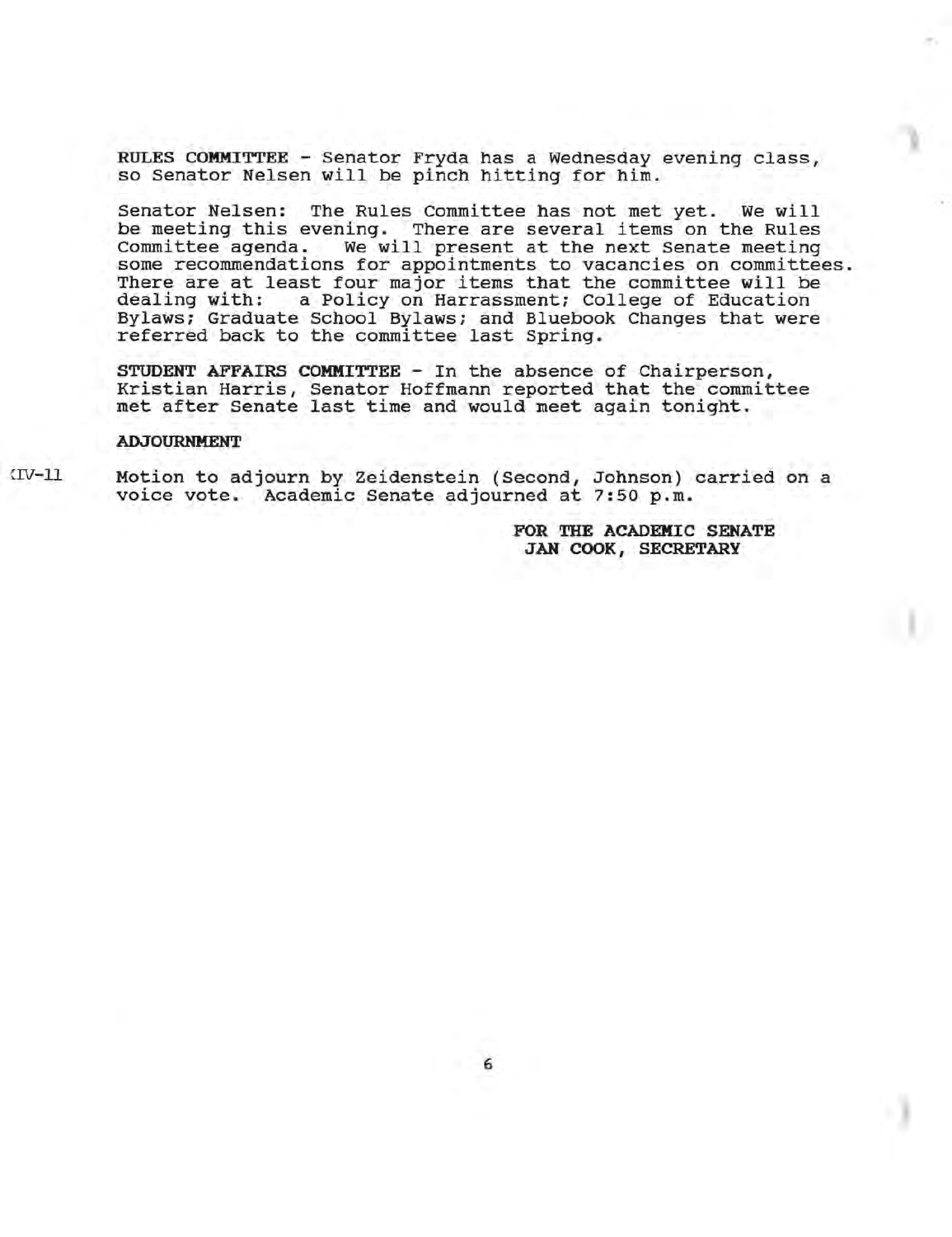**RULES COMMITTEE** - Senator Fryda has a Wednesday evening class, so Senator Nelsen will be pinch hitting for him.

Senator Nelsen: The Rules Committee has not met yet. We will be meeting this evening. There are several items on the Rules Committee agenda. We will present at the next Senate meeting some recommendations for appointments to vacancies on committees. There are at least four major items that the committee will be dealing with: a Policy on Harrassment; College of Education Bylaws; Graduate School Bylaws; and Bluebook Changes that were referred back to the committee last Spring.

**STUDENT AFFAIRS COMMITTEE** - In the absence of Chairperson, Kristian Harris, Senator Hoffmann reported that the committee met after Senate last time and would meet again tonight.

**ADJOURNMENT**

XIV-11 Motion to adjourn by Zeidenstein (Second, Johnson) carried on a voice vote. Academic Senate adjourned at 7:50 p.m.

**FOR THE ACADEMIC SENATE**
**JAN COOK, SECRETARY**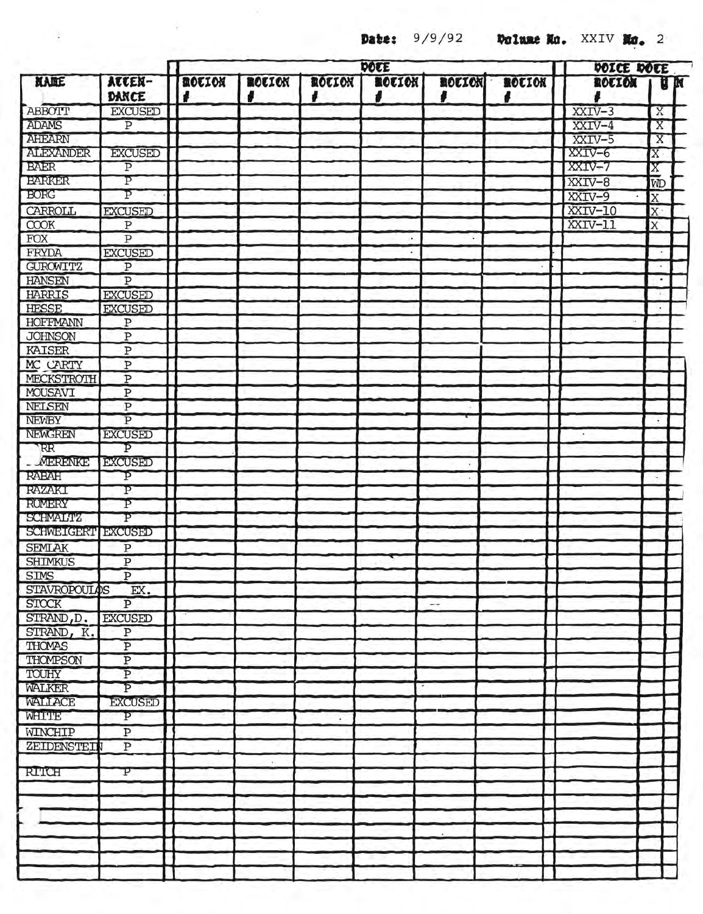Date: 9/9/92 Volume No. XXIV No. 2

| NAME | ATTENDANCE | VOTE MOTION # | MOTION # | MOTION # | MOTION # | MOTION # | MOTION # | VOICE VOTE MOTION # | Y | N |
|---|---|---|---|---|---|---|---|---|---|---|
| ABBOTT | EXCUSED | | | | | | | XXIV-3 | X | |
| ADAMS | P | | | | | | | XXIV-4 | X | |
| AHEARN | | | | | | | | XXIV-5 | X | |
| ALEXANDER | EXCUSED | | | | | | | XXIV-6 | X | |
| BAER | P | | | | | | | XXIV-7 | X | |
| BARKER | P | | | | | | | XXIV-8 | WD | |
| BORG | P | | | | | | | XXIV-9 | X | |
| CARROLL | EXCUSED | | | | | | | XXIV-10 | X | |
| COOK | P | | | | | | | XXIV-11 | X | |
| FOX | P | | | | | | | | | |
| FRYDA | EXCUSED | | | | | | | | | |
| GUROWITZ | P | | | | | | | | | |
| HANSEN | P | | | | | | | | | |
| HARRIS | EXCUSED | | | | | | | | | |
| HESSE | EXCUSED | | | | | | | | | |
| HOFFMANN | P | | | | | | | | | |
| JOHNSON | P | | | | | | | | | |
| KAISER | P | | | | | | | | | |
| MC CARTY | P | | | | | | | | | |
| MECKSTROTH | P | | | | | | | | | |
| MOUSAVI | P | | | | | | | | | |
| NEILSEN | P | | | | | | | | | |
| NEWBY | P | | | | | | | | | |
| NEWGREN | EXCUSED | | | | | | | | | |
| RR | P | | | | | | | | | |
| MERENKE | EXCUSED | | | | | | | | | |
| RABAH | P | | | | | | | | | |
| RAZAKI | P | | | | | | | | | |
| RUMERY | P | | | | | | | | | |
| SCHMALTZ | P | | | | | | | | | |
| SCHWEIGERT | EXCUSED | | | | | | | | | |
| SEMLAK | P | | | | | | | | | |
| SHIMKUS | P | | | | | | | | | |
| SIMS | P | | | | | | | | | |
| STAVROPOULOS | EX. | | | | | | | | | |
| STOCK | P | | | | | | | | | |
| STRAND, D. | EXCUSED | | | | | | | | | |
| STRAND, K. | P | | | | | | | | | |
| THOMAS | P | | | | | | | | | |
| THOMPSON | P | | | | | | | | | |
| TOUHY | P | | | | | | | | | |
| WALKER | P | | | | | | | | | |
| WALLACE | EXCUSED | | | | | | | | | |
| WHITE | P | | | | | | | | | |
| WINCHIP | P | | | | | | | | | |
| ZEIDENSTEIN | P | | | | | | | | | |
| RITCH | P | | | | | | | | | |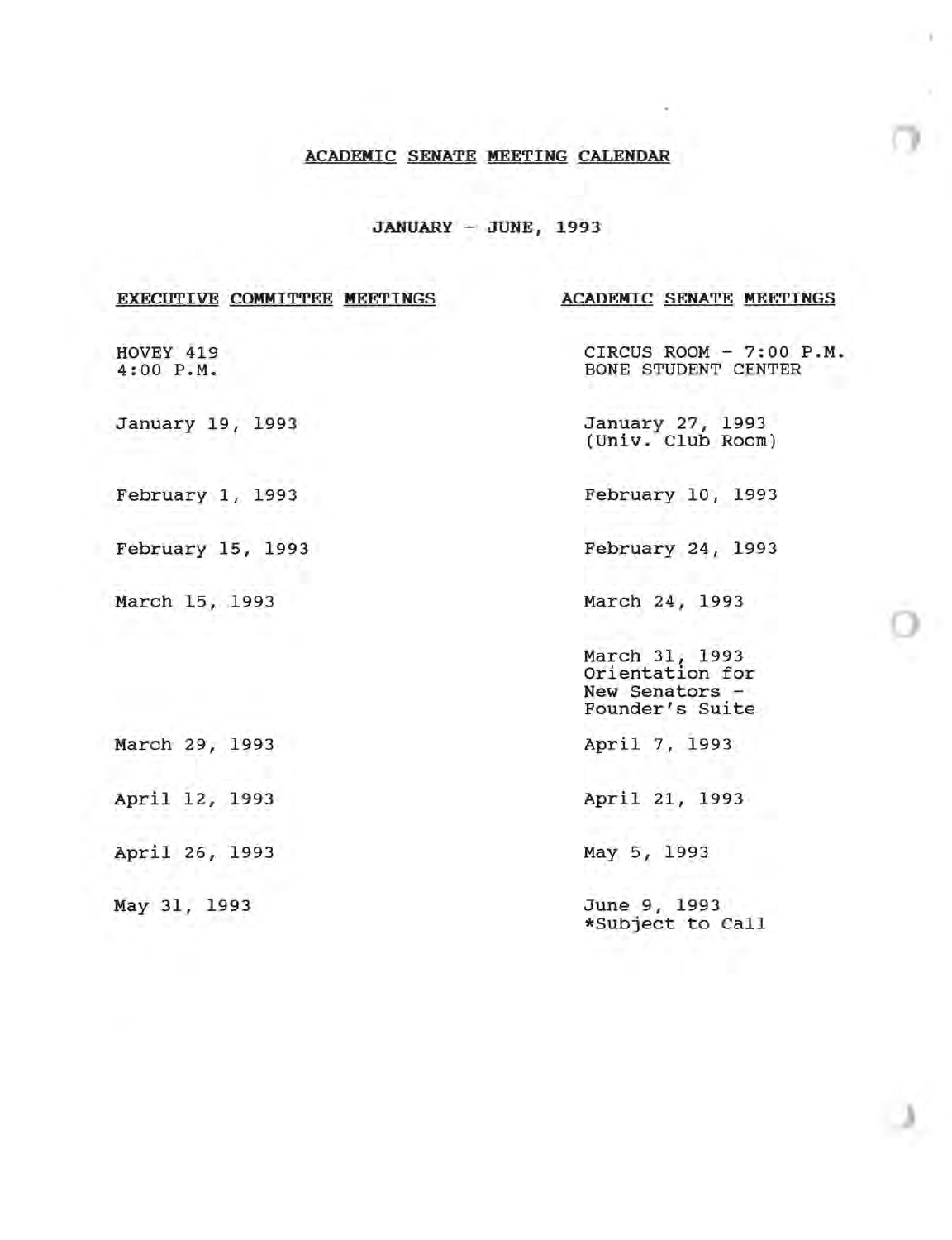# ACADEMIC SENATE MEETING CALENDAR

## JANUARY - JUNE, 1993

| EXECUTIVE COMMITTEE MEETINGS | ACADEMIC SENATE MEETINGS |
|---|---|
| HOVEY 419<br>4:00 P.M. | CIRCUS ROOM - 7:00 P.M.<br>BONE STUDENT CENTER |
| January 19, 1993 | January 27, 1993<br>(Univ. Club Room) |
| February 1, 1993 | February 10, 1993 |
| February 15, 1993 | February 24, 1993 |
| March 15, 1993 | March 24, 1993 |
| | March 31, 1993<br>Orientation for New Senators - Founder's Suite |
| March 29, 1993 | April 7, 1993 |
| April 12, 1993 | April 21, 1993 |
| April 26, 1993 | May 5, 1993 |
| May 31, 1993 | June 9, 1993<br>*Subject to Call |